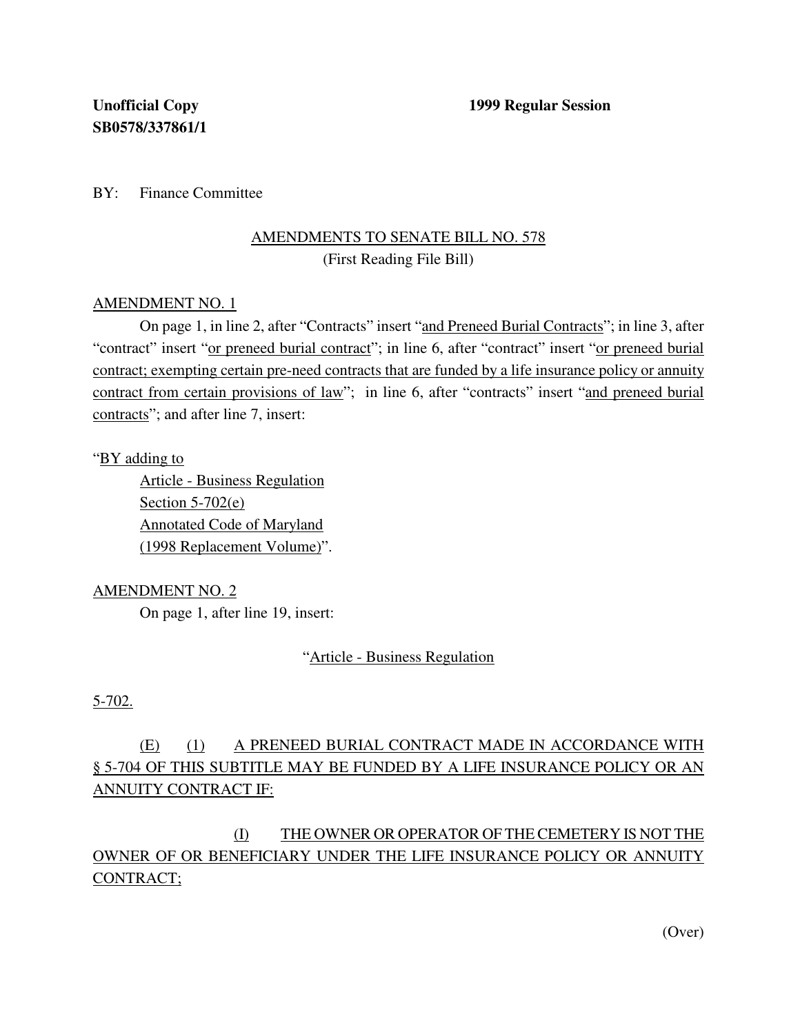**Unofficial Copy** **1999 Regular Session**
**SB0578/337861/1**

BY: Finance Committee

AMENDMENTS TO SENATE BILL NO. 578
(First Reading File Bill)

AMENDMENT NO. 1

On page 1, in line 2, after "Contracts" insert "and Preneed Burial Contracts"; in line 3, after "contract" insert "or preneed burial contract"; in line 6, after "contract" insert "or preneed burial contract; exempting certain pre-need contracts that are funded by a life insurance policy or annuity contract from certain provisions of law"; in line 6, after "contracts" insert "and preneed burial contracts"; and after line 7, insert:

"BY adding to
Article - Business Regulation
Section 5-702(e)
Annotated Code of Maryland
(1998 Replacement Volume)".

AMENDMENT NO. 2

On page 1, after line 19, insert:

"Article - Business Regulation

5-702.

(E) (1) A PRENEED BURIAL CONTRACT MADE IN ACCORDANCE WITH § 5-704 OF THIS SUBTITLE MAY BE FUNDED BY A LIFE INSURANCE POLICY OR AN ANNUITY CONTRACT IF:

(I) THE OWNER OR OPERATOR OF THE CEMETERY IS NOT THE OWNER OF OR BENEFICIARY UNDER THE LIFE INSURANCE POLICY OR ANNUITY CONTRACT;

(Over)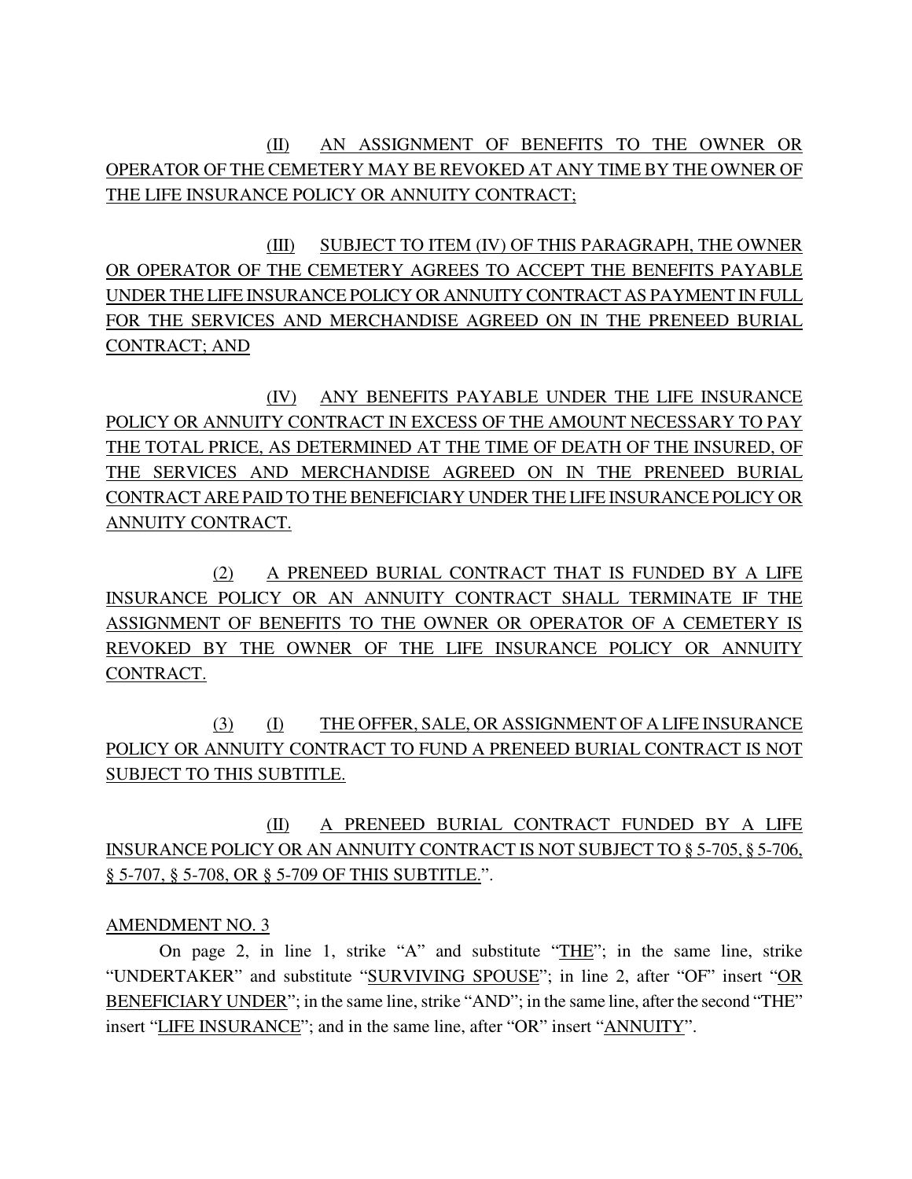(II) AN ASSIGNMENT OF BENEFITS TO THE OWNER OR OPERATOR OF THE CEMETERY MAY BE REVOKED AT ANY TIME BY THE OWNER OF THE LIFE INSURANCE POLICY OR ANNUITY CONTRACT;

(III) SUBJECT TO ITEM (IV) OF THIS PARAGRAPH, THE OWNER OR OPERATOR OF THE CEMETERY AGREES TO ACCEPT THE BENEFITS PAYABLE UNDER THE LIFE INSURANCE POLICY OR ANNUITY CONTRACT AS PAYMENT IN FULL FOR THE SERVICES AND MERCHANDISE AGREED ON IN THE PRENEED BURIAL CONTRACT; AND

(IV) ANY BENEFITS PAYABLE UNDER THE LIFE INSURANCE POLICY OR ANNUITY CONTRACT IN EXCESS OF THE AMOUNT NECESSARY TO PAY THE TOTAL PRICE, AS DETERMINED AT THE TIME OF DEATH OF THE INSURED, OF THE SERVICES AND MERCHANDISE AGREED ON IN THE PRENEED BURIAL CONTRACT ARE PAID TO THE BENEFICIARY UNDER THE LIFE INSURANCE POLICY OR ANNUITY CONTRACT.

(2) A PRENEED BURIAL CONTRACT THAT IS FUNDED BY A LIFE INSURANCE POLICY OR AN ANNUITY CONTRACT SHALL TERMINATE IF THE ASSIGNMENT OF BENEFITS TO THE OWNER OR OPERATOR OF A CEMETERY IS REVOKED BY THE OWNER OF THE LIFE INSURANCE POLICY OR ANNUITY CONTRACT.

(3) (I) THE OFFER, SALE, OR ASSIGNMENT OF A LIFE INSURANCE POLICY OR ANNUITY CONTRACT TO FUND A PRENEED BURIAL CONTRACT IS NOT SUBJECT TO THIS SUBTITLE.

(II) A PRENEED BURIAL CONTRACT FUNDED BY A LIFE INSURANCE POLICY OR AN ANNUITY CONTRACT IS NOT SUBJECT TO § 5-705, § 5-706, § 5-707, § 5-708, OR § 5-709 OF THIS SUBTITLE.".

AMENDMENT NO. 3

On page 2, in line 1, strike "A" and substitute "THE"; in the same line, strike "UNDERTAKER" and substitute "SURVIVING SPOUSE"; in line 2, after "OF" insert "OR BENEFICIARY UNDER"; in the same line, strike "AND"; in the same line, after the second "THE" insert "LIFE INSURANCE"; and in the same line, after "OR" insert "ANNUITY".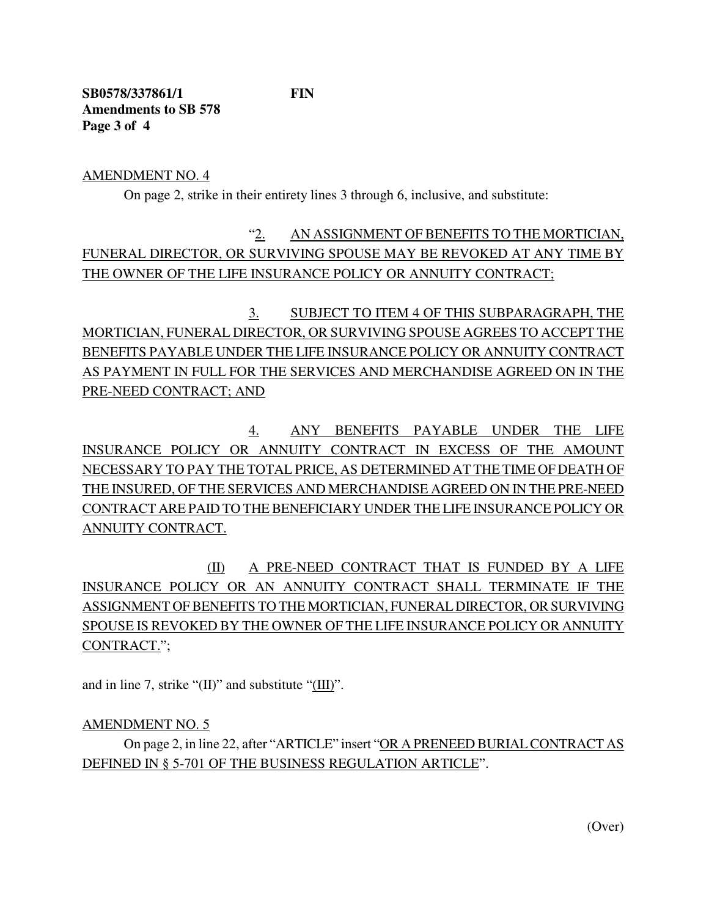**SB0578/337861/1 FIN**
**Amendments to SB 578**
**Page 3 of 4**

<u>AMENDMENT NO. 4</u>

On page 2, strike in their entirety lines 3 through 6, inclusive, and substitute:

"<u>2. AN ASSIGNMENT OF BENEFITS TO THE MORTICIAN, FUNERAL DIRECTOR, OR SURVIVING SPOUSE MAY BE REVOKED AT ANY TIME BY THE OWNER OF THE LIFE INSURANCE POLICY OR ANNUITY CONTRACT;</u>

<u>3. SUBJECT TO ITEM 4 OF THIS SUBPARAGRAPH, THE MORTICIAN, FUNERAL DIRECTOR, OR SURVIVING SPOUSE AGREES TO ACCEPT THE BENEFITS PAYABLE UNDER THE LIFE INSURANCE POLICY OR ANNUITY CONTRACT AS PAYMENT IN FULL FOR THE SERVICES AND MERCHANDISE AGREED ON IN THE PRE-NEED CONTRACT; AND</u>

<u>4. ANY BENEFITS PAYABLE UNDER THE LIFE INSURANCE POLICY OR ANNUITY CONTRACT IN EXCESS OF THE AMOUNT NECESSARY TO PAY THE TOTAL PRICE, AS DETERMINED AT THE TIME OF DEATH OF THE INSURED, OF THE SERVICES AND MERCHANDISE AGREED ON IN THE PRE-NEED CONTRACT ARE PAID TO THE BENEFICIARY UNDER THE LIFE INSURANCE POLICY OR ANNUITY CONTRACT.</u>

<u>(II) A PRE-NEED CONTRACT THAT IS FUNDED BY A LIFE INSURANCE POLICY OR AN ANNUITY CONTRACT SHALL TERMINATE IF THE ASSIGNMENT OF BENEFITS TO THE MORTICIAN, FUNERAL DIRECTOR, OR SURVIVING SPOUSE IS REVOKED BY THE OWNER OF THE LIFE INSURANCE POLICY OR ANNUITY CONTRACT.</u>";

and in line 7, strike "(II)" and substitute "<u>(III)</u>".

<u>AMENDMENT NO. 5</u>

On page 2, in line 22, after "ARTICLE" insert "<u>OR A PRENEED BURIAL CONTRACT AS DEFINED IN § 5-701 OF THE BUSINESS REGULATION ARTICLE</u>".

(Over)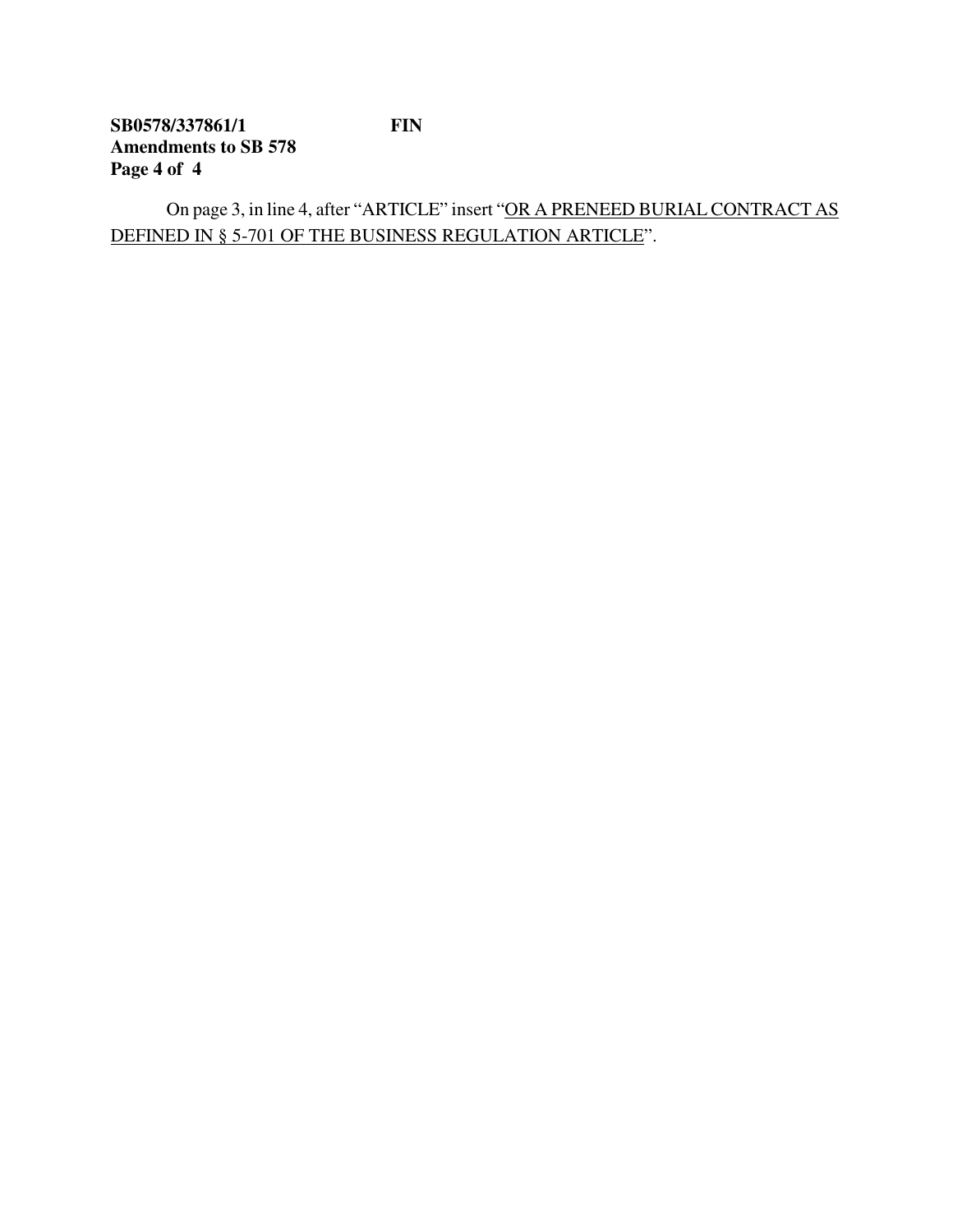**SB0578/337861/1 FIN**
**Amendments to SB 578**

On page 3, in line 4, after "ARTICLE" insert "<u>OR A PRENEED BURIAL CONTRACT AS DEFINED IN § 5-701 OF THE BUSINESS REGULATION ARTICLE</u>".